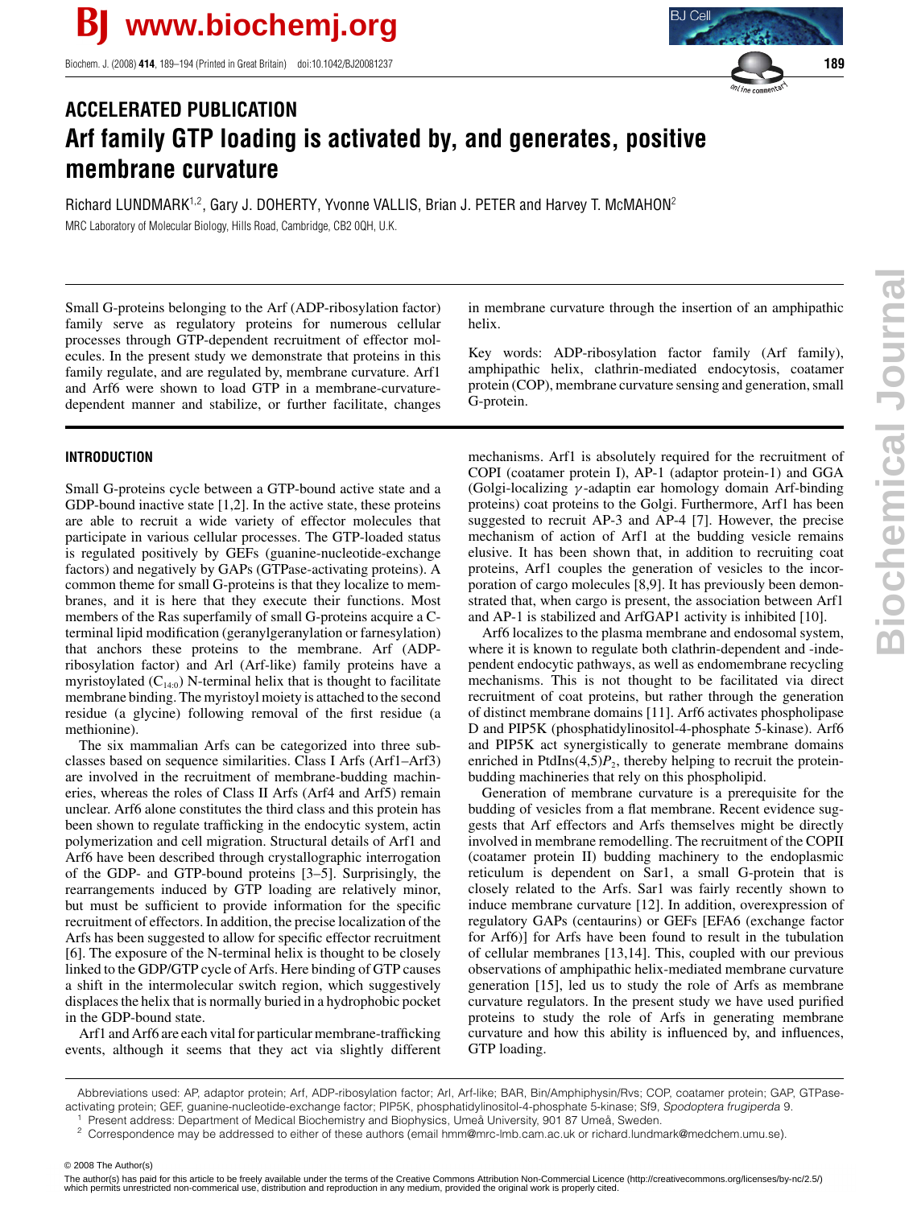ACCELERATED PUBLICATION

# Arf family GTP loading is activated by, and generates, positive membrane curvature

Richard LUNDMARK[1,2], Gary J. DOHERTY, Yvonne VALLIS, Brian J. PETER and Harvey T. McMAHON[2]

MRC Laboratory of Molecular Biology, Hills Road, Cambridge, CB2 0QH, U.K.

Small G-proteins belonging to the Arf (ADP-ribosylation factor) family serve as regulatory proteins for numerous cellular processes through GTP-dependent recruitment of effector molecules. In the present study we demonstrate that proteins in this family regulate, and are regulated by, membrane curvature. Arf1 and Arf6 were shown to load GTP in a membrane-curvature-dependent manner and stabilize, or further facilitate, changes in membrane curvature through the insertion of an amphipathic helix.

Key words: ADP-ribosylation factor family (Arf family), amphipathic helix, clathrin-mediated endocytosis, coatamer protein (COP), membrane curvature sensing and generation, small G-protein.

## INTRODUCTION

Small G-proteins cycle between a GTP-bound active state and a GDP-bound inactive state [1,2]. In the active state, these proteins are able to recruit a wide variety of effector molecules that participate in various cellular processes. The GTP-loaded status is regulated positively by GEFs (guanine-nucleotide-exchange factors) and negatively by GAPs (GTPase-activating proteins). A common theme for small G-proteins is that they localize to membranes, and it is here that they execute their functions. Most members of the Ras superfamily of small G-proteins acquire a C-terminal lipid modification (geranylgeranylation or farnesylation) that anchors these proteins to the membrane. Arf (ADP-ribosylation factor) and Arl (Arf-like) family proteins have a myristoylated ($C_{14:0}$) N-terminal helix that is thought to facilitate membrane binding. The myristoyl moiety is attached to the second residue (a glycine) following removal of the first residue (a methionine).

The six mammalian Arfs can be categorized into three subclasses based on sequence similarities. Class I Arfs (Arf1–Arf3) are involved in the recruitment of membrane-budding machineries, whereas the roles of Class II Arfs (Arf4 and Arf5) remain unclear. Arf6 alone constitutes the third class and this protein has been shown to regulate trafficking in the endocytic system, actin polymerization and cell migration. Structural details of Arf1 and Arf6 have been described through crystallographic interrogation of the GDP- and GTP-bound proteins [3–5]. Surprisingly, the rearrangements induced by GTP loading are relatively minor, but must be sufficient to provide information for the specific recruitment of effectors. In addition, the precise localization of the Arfs has been suggested to allow for specific effector recruitment [6]. The exposure of the N-terminal helix is thought to be closely linked to the GDP/GTP cycle of Arfs. Here binding of GTP causes a shift in the intermolecular switch region, which suggestively displaces the helix that is normally buried in a hydrophobic pocket in the GDP-bound state.

Arf1 and Arf6 are each vital for particular membrane-trafficking events, although it seems that they act via slightly different mechanisms. Arf1 is absolutely required for the recruitment of COPI (coatamer protein I), AP-1 (adaptor protein-1) and GGA (Golgi-localizing $\gamma$-adaptin ear homology domain Arf-binding proteins) coat proteins to the Golgi. Furthermore, Arf1 has been suggested to recruit AP-3 and AP-4 [7]. However, the precise mechanism of action of Arf1 at the budding vesicle remains elusive. It has been shown that, in addition to recruiting coat proteins, Arf1 couples the generation of vesicles to the incorporation of cargo molecules [8,9]. It has previously been demonstrated that, when cargo is present, the association between Arf1 and AP-1 is stabilized and ArfGAP1 activity is inhibited [10].

Arf6 localizes to the plasma membrane and endosomal system, where it is known to regulate both clathrin-dependent and -independent endocytic pathways, as well as endomembrane recycling mechanisms. This is not thought to be facilitated via direct recruitment of coat proteins, but rather through the generation of distinct membrane domains [11]. Arf6 activates phospholipase D and PIP5K (phosphatidylinositol-4-phosphate 5-kinase). Arf6 and PIP5K act synergistically to generate membrane domains enriched in PtdIns(4,5)$P_2$, thereby helping to recruit the protein-budding machineries that rely on this phospholipid.

Generation of membrane curvature is a prerequisite for the budding of vesicles from a flat membrane. Recent evidence suggests that Arf effectors and Arfs themselves might be directly involved in membrane remodelling. The recruitment of the COPII (coatamer protein II) budding machinery to the endoplasmic reticulum is dependent on Sar1, a small G-protein that is closely related to the Arfs. Sar1 was fairly recently shown to induce membrane curvature [12]. In addition, overexpression of regulatory GAPs (centaurins) or GEFs [EFA6 (exchange factor for Arf6)] for Arfs have been found to result in the tubulation of cellular membranes [13,14]. This, coupled with our previous observations of amphipathic helix-mediated membrane curvature generation [15], led us to study the role of Arfs as membrane curvature regulators. In the present study we have used purified proteins to study the role of Arfs in generating membrane curvature and how this ability is influenced by, and influences, GTP loading.

Abbreviations used: AP, adaptor protein; Arf, ADP-ribosylation factor; Arl, Arf-like; BAR, Bin/Amphiphysin/Rvs; COP, coatamer protein; GAP, GTPase-activating protein; GEF, guanine-nucleotide-exchange factor; PIP5K, phosphatidylinositol-4-phosphate 5-kinase; Sf9, *Spodoptera frugiperda* 9.

[1] Present address: Department of Medical Biochemistry and Biophysics, Umeå University, 901 87 Umeå, Sweden.

[2] Correspondence may be addressed to either of these authors (email hmm@mrc-lmb.cam.ac.uk or richard.lundmark@medchem.umu.se).

© 2008 The Author(s)

The author(s) has paid for this article to be freely available under the terms of the Creative Commons Attribution Non-Commercial Licence (http://creativecommons.org/licenses/by-nc/2.5/) which permits unrestricted non-commerical use, distribution and reproduction in any medium, provided the original work is properly cited.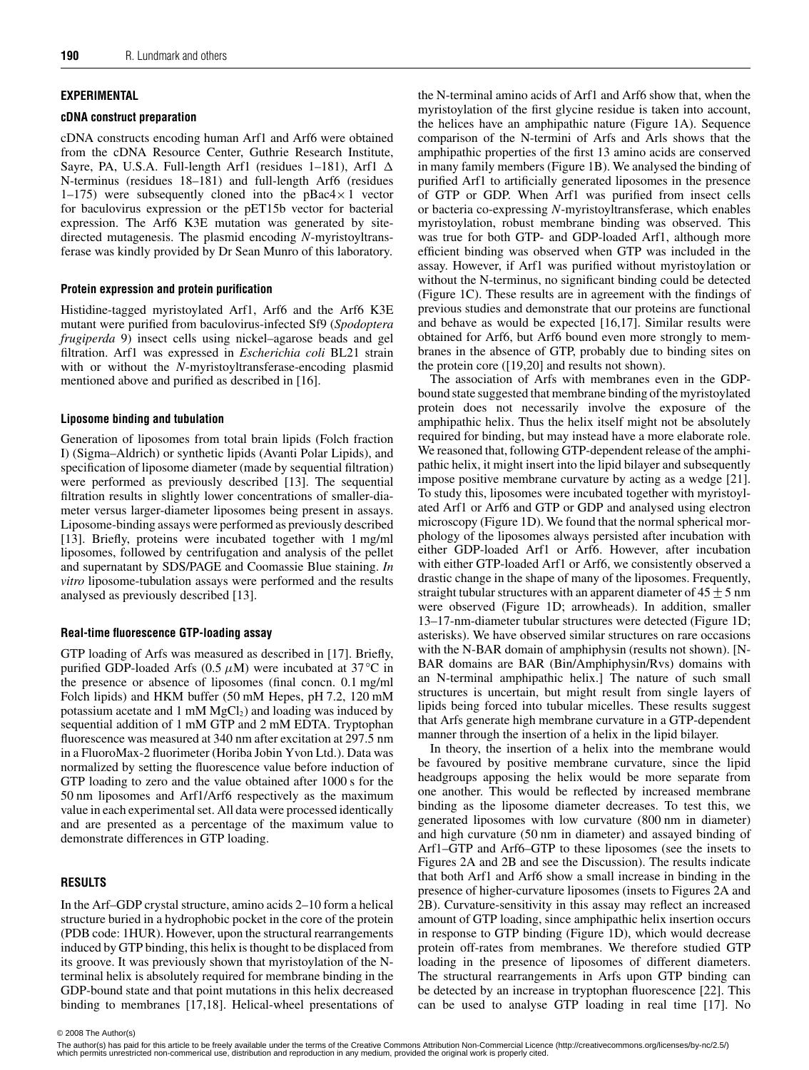## EXPERIMENTAL

### cDNA construct preparation

cDNA constructs encoding human Arf1 and Arf6 were obtained from the cDNA Resource Center, Guthrie Research Institute, Sayre, PA, U.S.A. Full-length Arf1 (residues 1–181), Arf1 Δ N-terminus (residues 18–181) and full-length Arf6 (residues 1–175) were subsequently cloned into the pBac4× 1 vector for baculovirus expression or the pET15b vector for bacterial expression. The Arf6 K3E mutation was generated by site-directed mutagenesis. The plasmid encoding *N*-myristoyltransferase was kindly provided by Dr Sean Munro of this laboratory.

### Protein expression and protein purification

Histidine-tagged myristoylated Arf1, Arf6 and the Arf6 K3E mutant were purified from baculovirus-infected Sf9 (*Spodoptera frugiperda* 9) insect cells using nickel–agarose beads and gel filtration. Arf1 was expressed in *Escherichia coli* BL21 strain with or without the *N*-myristoyltransferase-encoding plasmid mentioned above and purified as described in [16].

### Liposome binding and tubulation

Generation of liposomes from total brain lipids (Folch fraction I) (Sigma–Aldrich) or synthetic lipids (Avanti Polar Lipids), and specification of liposome diameter (made by sequential filtration) were performed as previously described [13]. The sequential filtration results in slightly lower concentrations of smaller-diameter versus larger-diameter liposomes being present in assays. Liposome-binding assays were performed as previously described [13]. Briefly, proteins were incubated together with 1 mg/ml liposomes, followed by centrifugation and analysis of the pellet and supernatant by SDS/PAGE and Coomassie Blue staining. *In vitro* liposome-tubulation assays were performed and the results analysed as previously described [13].

### Real-time fluorescence GTP-loading assay

GTP loading of Arfs was measured as described in [17]. Briefly, purified GDP-loaded Arfs (0.5 $\mu$M) were incubated at 37 °C in the presence or absence of liposomes (final concn. 0.1 mg/ml Folch lipids) and HKM buffer (50 mM Hepes, pH 7.2, 120 mM potassium acetate and 1 mM $MgCl_2$) and loading was induced by sequential addition of 1 mM GTP and 2 mM EDTA. Tryptophan fluorescence was measured at 340 nm after excitation at 297.5 nm in a FluoroMax-2 fluorimeter (Horiba Jobin Yvon Ltd.). Data was normalized by setting the fluorescence value before induction of GTP loading to zero and the value obtained after 1000 s for the 50 nm liposomes and Arf1/Arf6 respectively as the maximum value in each experimental set. All data were processed identically and are presented as a percentage of the maximum value to demonstrate differences in GTP loading.

## RESULTS

In the Arf–GDP crystal structure, amino acids 2–10 form a helical structure buried in a hydrophobic pocket in the core of the protein (PDB code: 1HUR). However, upon the structural rearrangements induced by GTP binding, this helix is thought to be displaced from its groove. It was previously shown that myristoylation of the N-terminal helix is absolutely required for membrane binding in the GDP-bound state and that point mutations in this helix decreased binding to membranes [17,18]. Helical-wheel presentations of the N-terminal amino acids of Arf1 and Arf6 show that, when the myristoylation of the first glycine residue is taken into account, the helices have an amphipathic nature (Figure 1A). Sequence comparison of the N-termini of Arfs and Arls shows that the amphipathic properties of the first 13 amino acids are conserved in many family members (Figure 1B). We analysed the binding of purified Arf1 to artificially generated liposomes in the presence of GTP or GDP. When Arf1 was purified from insect cells or bacteria co-expressing *N*-myristoyltransferase, which enables myristoylation, robust membrane binding was observed. This was true for both GTP- and GDP-loaded Arf1, although more efficient binding was observed when GTP was included in the assay. However, if Arf1 was purified without myristoylation or without the N-terminus, no significant binding could be detected (Figure 1C). These results are in agreement with the findings of previous studies and demonstrate that our proteins are functional and behave as would be expected [16,17]. Similar results were obtained for Arf6, but Arf6 bound even more strongly to membranes in the absence of GTP, probably due to binding sites on the protein core ([19,20] and results not shown).

The association of Arfs with membranes even in the GDP-bound state suggested that membrane binding of the myristoylated protein does not necessarily involve the exposure of the amphipathic helix. Thus the helix itself might not be absolutely required for binding, but may instead have a more elaborate role. We reasoned that, following GTP-dependent release of the amphipathic helix, it might insert into the lipid bilayer and subsequently impose positive membrane curvature by acting as a wedge [21]. To study this, liposomes were incubated together with myristoylated Arf1 or Arf6 and GTP or GDP and analysed using electron microscopy (Figure 1D). We found that the normal spherical morphology of the liposomes always persisted after incubation with either GDP-loaded Arf1 or Arf6. However, after incubation with either GTP-loaded Arf1 or Arf6, we consistently observed a drastic change in the shape of many of the liposomes. Frequently, straight tubular structures with an apparent diameter of $45 \pm 5$ nm were observed (Figure 1D; arrowheads). In addition, smaller 13–17-nm-diameter tubular structures were detected (Figure 1D; asterisks). We have observed similar structures on rare occasions with the N-BAR domain of amphiphysin (results not shown). [N-BAR domains are BAR (Bin/Amphiphysin/Rvs) domains with an N-terminal amphipathic helix.] The nature of such small structures is uncertain, but might result from single layers of lipids being forced into tubular micelles. These results suggest that Arfs generate high membrane curvature in a GTP-dependent manner through the insertion of a helix in the lipid bilayer.

In theory, the insertion of a helix into the membrane would be favoured by positive membrane curvature, since the lipid headgroups apposing the helix would be more separate from one another. This would be reflected by increased membrane binding as the liposome diameter decreases. To test this, we generated liposomes with low curvature (800 nm in diameter) and high curvature (50 nm in diameter) and assayed binding of Arf1–GTP and Arf6–GTP to these liposomes (see the insets to Figures 2A and 2B and see the Discussion). The results indicate that both Arf1 and Arf6 show a small increase in binding in the presence of higher-curvature liposomes (insets to Figures 2A and 2B). Curvature-sensitivity in this assay may reflect an increased amount of GTP loading, since amphipathic helix insertion occurs in response to GTP binding (Figure 1D), which would decrease protein off-rates from membranes. We therefore studied GTP loading in the presence of liposomes of different diameters. The structural rearrangements in Arfs upon GTP binding can be detected by an increase in tryptophan fluorescence [22]. This can be used to analyse GTP loading in real time [17]. No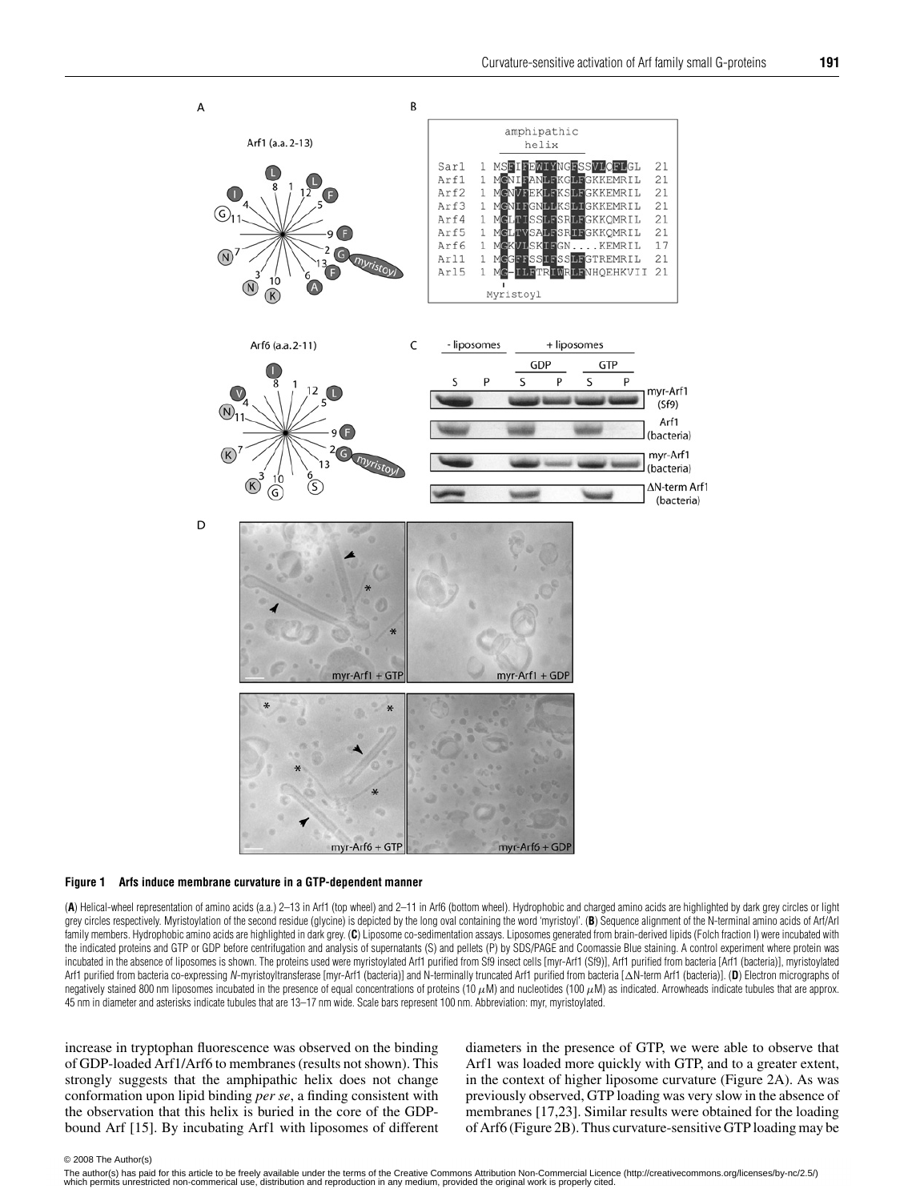**Figure 1 Arfs induce membrane curvature in a GTP-dependent manner**

(**A**) Helical-wheel representation of amino acids (a.a.) 2–13 in Arf1 (top wheel) and 2–11 in Arf6 (bottom wheel). Hydrophobic and charged amino acids are highlighted by dark grey circles or light grey circles respectively. Myristoylation of the second residue (glycine) is depicted by the long oval containing the word 'myristoyl'. (**B**) Sequence alignment of the N-terminal amino acids of Arf/Arl family members. Hydrophobic amino acids are highlighted in dark grey. (**C**) Liposome co-sedimentation assays. Liposomes generated from brain-derived lipids (Folch fraction I) were incubated with the indicated proteins and GTP or GDP before centrifugation and analysis of supernatants (S) and pellets (P) by SDS/PAGE and Coomassie Blue staining. A control experiment where protein was incubated in the absence of liposomes is shown. The proteins used were myristoylated Arf1 purified from Sf9 insect cells [myr-Arf1 (Sf9)], Arf1 purified from bacteria [Arf1 (bacteria)], myristoylated Arf1 purified from bacteria co-expressing *N*-myristoyltransferase [myr-Arf1 (bacteria)] and N-terminally truncated Arf1 purified from bacteria [ΔN-term Arf1 (bacteria)]. (**D**) Electron micrographs of negatively stained 800 nm liposomes incubated in the presence of equal concentrations of proteins (10 $\mu$M) and nucleotides (100 $\mu$M) as indicated. Arrowheads indicate tubules that are approx. 45 nm in diameter and asterisks indicate tubules that are 13–17 nm wide. Scale bars represent 100 nm. Abbreviation: myr, myristoylated.

increase in tryptophan fluorescence was observed on the binding of GDP-loaded Arf1/Arf6 to membranes (results not shown). This strongly suggests that the amphipathic helix does not change conformation upon lipid binding *per se*, a finding consistent with the observation that this helix is buried in the core of the GDP-bound Arf [15]. By incubating Arf1 with liposomes of different diameters in the presence of GTP, we were able to observe that Arf1 was loaded more quickly with GTP, and to a greater extent, in the context of higher liposome curvature (Figure 2A). As was previously observed, GTP loading was very slow in the absence of membranes [17,23]. Similar results were obtained for the loading of Arf6 (Figure 2B). Thus curvature-sensitive GTP loading may be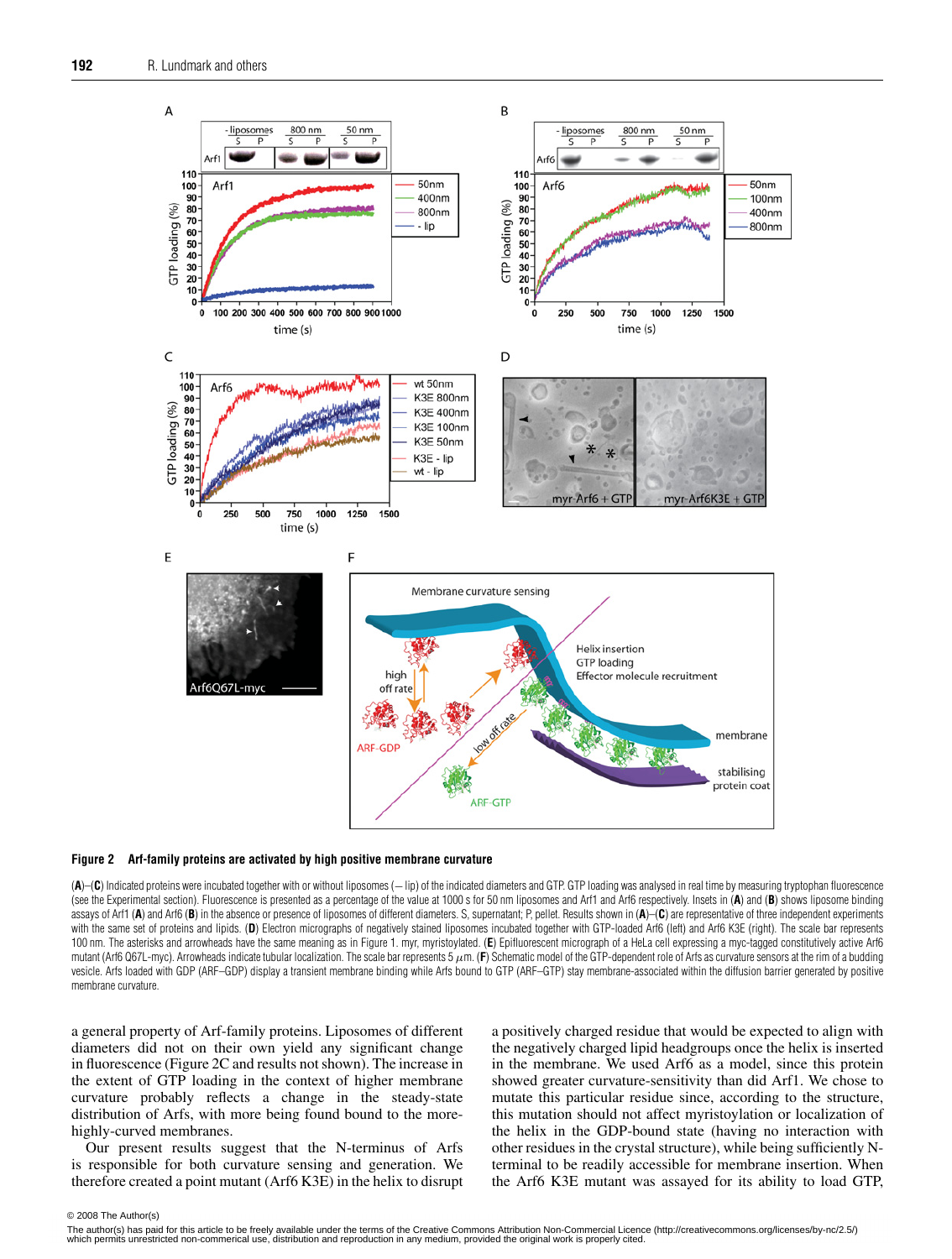**Figure 2 Arf-family proteins are activated by high positive membrane curvature**

(**A**)–(**C**) Indicated proteins were incubated together with or without liposomes (– lip) of the indicated diameters and GTP. GTP loading was analysed in real time by measuring tryptophan fluorescence (see the Experimental section). Fluorescence is presented as a percentage of the value at 1000 s for 50 nm liposomes and Arf1 and Arf6 respectively. Insets in (**A**) and (**B**) shows liposome binding assays of Arf1 (**A**) and Arf6 (**B**) in the absence or presence of liposomes of different diameters. S, supernatant; P, pellet. Results shown in (**A**)–(**C**) are representative of three independent experiments with the same set of proteins and lipids. (**D**) Electron micrographs of negatively stained liposomes incubated together with GTP-loaded Arf6 (left) and Arf6 K3E (right). The scale bar represents 100 nm. The asterisks and arrowheads have the same meaning as in Figure 1. myr, myristoylated. (**E**) Epifluorescent micrograph of a HeLa cell expressing a myc-tagged constitutively active Arf6 mutant (Arf6 Q67L-myc). Arrowheads indicate tubular localization. The scale bar represents 5 μm. (**F**) Schematic model of the GTP-dependent role of Arfs as curvature sensors at the rim of a budding vesicle. Arfs loaded with GDP (ARF–GDP) display a transient membrane binding while Arfs bound to GTP (ARF–GTP) stay membrane-associated within the diffusion barrier generated by positive membrane curvature.

a general property of Arf-family proteins. Liposomes of different diameters did not on their own yield any significant change in fluorescence (Figure 2C and results not shown). The increase in the extent of GTP loading in the context of higher membrane curvature probably reflects a change in the steady-state distribution of Arfs, with more being found bound to the more-highly-curved membranes.

Our present results suggest that the N-terminus of Arfs is responsible for both curvature sensing and generation. We therefore created a point mutant (Arf6 K3E) in the helix to disrupt a positively charged residue that would be expected to align with the negatively charged lipid headgroups once the helix is inserted in the membrane. We used Arf6 as a model, since this protein showed greater curvature-sensitivity than did Arf1. We chose to mutate this particular residue since, according to the structure, this mutation should not affect myristoylation or localization of the helix in the GDP-bound state (having no interaction with other residues in the crystal structure), while being sufficiently N-terminal to be readily accessible for membrane insertion. When the Arf6 K3E mutant was assayed for its ability to load GTP,

© 2008 The Author(s)
The author(s) has paid for this article to be freely available under the terms of the Creative Commons Attribution Non-Commercial Licence (http://creativecommons.org/licenses/by-nc/2.5/) which permits unrestricted non-commerical use, distribution and reproduction in any medium, provided the original work is properly cited.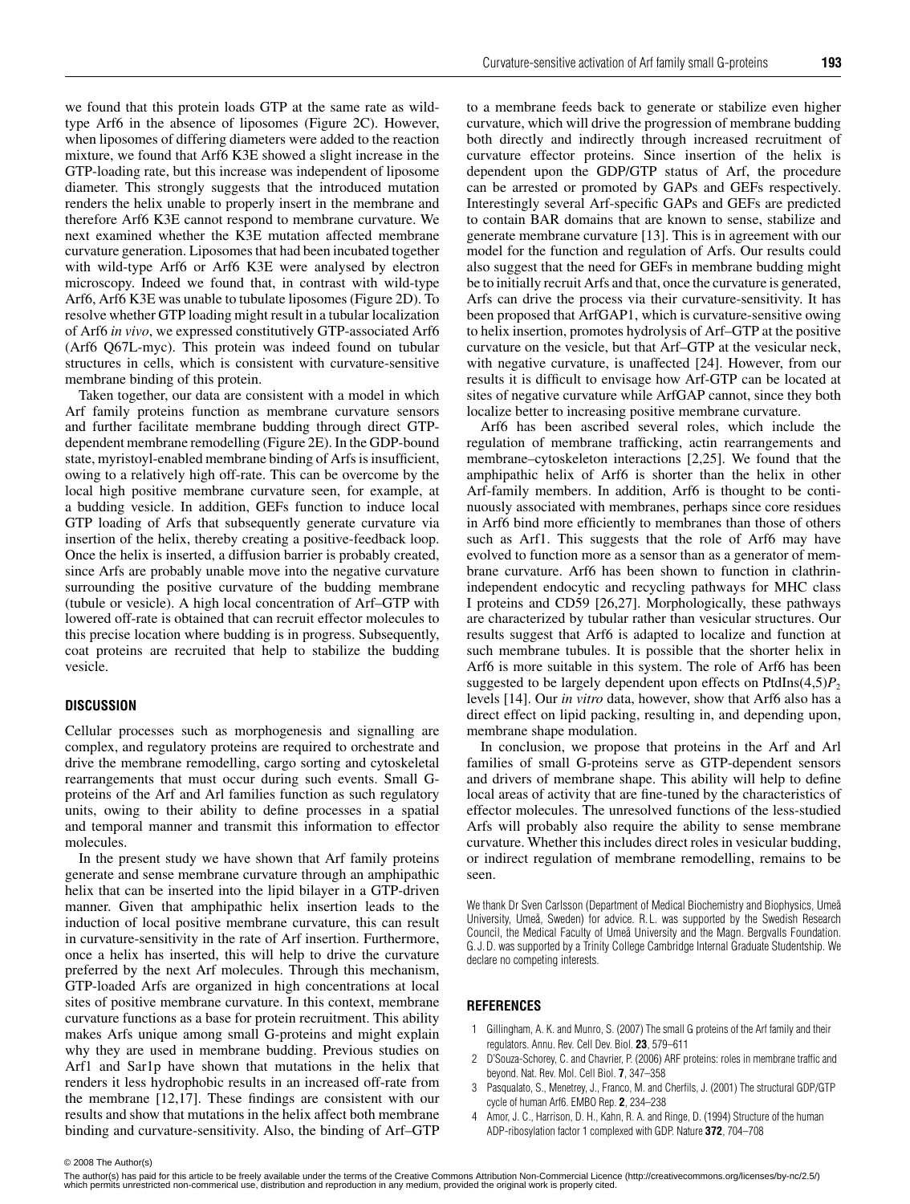we found that this protein loads GTP at the same rate as wild-type Arf6 in the absence of liposomes (Figure 2C). However, when liposomes of differing diameters were added to the reaction mixture, we found that Arf6 K3E showed a slight increase in the GTP-loading rate, but this increase was independent of liposome diameter. This strongly suggests that the introduced mutation renders the helix unable to properly insert in the membrane and therefore Arf6 K3E cannot respond to membrane curvature. We next examined whether the K3E mutation affected membrane curvature generation. Liposomes that had been incubated together with wild-type Arf6 or Arf6 K3E were analysed by electron microscopy. Indeed we found that, in contrast with wild-type Arf6, Arf6 K3E was unable to tubulate liposomes (Figure 2D). To resolve whether GTP loading might result in a tubular localization of Arf6 *in vivo*, we expressed constitutively GTP-associated Arf6 (Arf6 Q67L-myc). This protein was indeed found on tubular structures in cells, which is consistent with curvature-sensitive membrane binding of this protein.

Taken together, our data are consistent with a model in which Arf family proteins function as membrane curvature sensors and further facilitate membrane budding through direct GTP-dependent membrane remodelling (Figure 2E). In the GDP-bound state, myristoyl-enabled membrane binding of Arfs is insufficient, owing to a relatively high off-rate. This can be overcome by the local high positive membrane curvature seen, for example, at a budding vesicle. In addition, GEFs function to induce local GTP loading of Arfs that subsequently generate curvature via insertion of the helix, thereby creating a positive-feedback loop. Once the helix is inserted, a diffusion barrier is probably created, since Arfs are probably unable move into the negative curvature surrounding the positive curvature of the budding membrane (tubule or vesicle). A high local concentration of Arf–GTP with lowered off-rate is obtained that can recruit effector molecules to this precise location where budding is in progress. Subsequently, coat proteins are recruited that help to stabilize the budding vesicle.

## DISCUSSION

Cellular processes such as morphogenesis and signalling are complex, and regulatory proteins are required to orchestrate and drive the membrane remodelling, cargo sorting and cytoskeletal rearrangements that must occur during such events. Small G-proteins of the Arf and Arl families function as such regulatory units, owing to their ability to define processes in a spatial and temporal manner and transmit this information to effector molecules.

In the present study we have shown that Arf family proteins generate and sense membrane curvature through an amphipathic helix that can be inserted into the lipid bilayer in a GTP-driven manner. Given that amphipathic helix insertion leads to the induction of local positive membrane curvature, this can result in curvature-sensitivity in the rate of Arf insertion. Furthermore, once a helix has inserted, this will help to drive the curvature preferred by the next Arf molecules. Through this mechanism, GTP-loaded Arfs are organized in high concentrations at local sites of positive membrane curvature. In this context, membrane curvature functions as a base for protein recruitment. This ability makes Arfs unique among small G-proteins and might explain why they are used in membrane budding. Previous studies on Arf1 and Sar1p have shown that mutations in the helix that renders it less hydrophobic results in an increased off-rate from the membrane [12,17]. These findings are consistent with our results and show that mutations in the helix affect both membrane binding and curvature-sensitivity. Also, the binding of Arf–GTP to a membrane feeds back to generate or stabilize even higher curvature, which will drive the progression of membrane budding both directly and indirectly through increased recruitment of curvature effector proteins. Since insertion of the helix is dependent upon the GDP/GTP status of Arf, the procedure can be arrested or promoted by GAPs and GEFs respectively. Interestingly several Arf-specific GAPs and GEFs are predicted to contain BAR domains that are known to sense, stabilize and generate membrane curvature [13]. This is in agreement with our model for the function and regulation of Arfs. Our results could also suggest that the need for GEFs in membrane budding might be to initially recruit Arfs and that, once the curvature is generated, Arfs can drive the process via their curvature-sensitivity. It has been proposed that ArfGAP1, which is curvature-sensitive owing to helix insertion, promotes hydrolysis of Arf–GTP at the positive curvature on the vesicle, but that Arf–GTP at the vesicular neck, with negative curvature, is unaffected [24]. However, from our results it is difficult to envisage how Arf-GTP can be located at sites of negative curvature while ArfGAP cannot, since they both localize better to increasing positive membrane curvature.

Arf6 has been ascribed several roles, which include the regulation of membrane trafficking, actin rearrangements and membrane–cytoskeleton interactions [2,25]. We found that the amphipathic helix of Arf6 is shorter than the helix in other Arf-family members. In addition, Arf6 is thought to be continuously associated with membranes, perhaps since core residues in Arf6 bind more efficiently to membranes than those of others such as Arf1. This suggests that the role of Arf6 may have evolved to function more as a sensor than as a generator of membrane curvature. Arf6 has been shown to function in clathrin-independent endocytic and recycling pathways for MHC class I proteins and CD59 [26,27]. Morphologically, these pathways are characterized by tubular rather than vesicular structures. Our results suggest that Arf6 is adapted to localize and function at such membrane tubules. It is possible that the shorter helix in Arf6 is more suitable in this system. The role of Arf6 has been suggested to be largely dependent upon effects on PtdIns(4,5)$P_2$ levels [14]. Our *in vitro* data, however, show that Arf6 also has a direct effect on lipid packing, resulting in, and depending upon, membrane shape modulation.

In conclusion, we propose that proteins in the Arf and Arl families of small G-proteins serve as GTP-dependent sensors and drivers of membrane shape. This ability will help to define local areas of activity that are fine-tuned by the characteristics of effector molecules. The unresolved functions of the less-studied Arfs will probably also require the ability to sense membrane curvature. Whether this includes direct roles in vesicular budding, or indirect regulation of membrane remodelling, remains to be seen.

We thank Dr Sven Carlsson (Department of Medical Biochemistry and Biophysics, Umeå University, Umeå, Sweden) for advice. R. L. was supported by the Swedish Research Council, the Medical Faculty of Umeå University and the Magn. Bergvalls Foundation. G. J. D. was supported by a Trinity College Cambridge Internal Graduate Studentship. We declare no competing interests.

## REFERENCES

1. Gillingham, A. K. and Munro, S. (2007) The small G proteins of the Arf family and their regulators. Annu. Rev. Cell Dev. Biol. **23**, 579–611
2. D'Souza-Schorey, C. and Chavrier, P. (2006) ARF proteins: roles in membrane traffic and beyond. Nat. Rev. Mol. Cell Biol. **7**, 347–358
3. Pasqualato, S., Menetrey, J., Franco, M. and Cherfils, J. (2001) The structural GDP/GTP cycle of human Arf6. EMBO Rep. **2**, 234–238
4. Amor, J. C., Harrison, D. H., Kahn, R. A. and Ringe, D. (1994) Structure of the human ADP-ribosylation factor 1 complexed with GDP. Nature **372**, 704–708

© 2008 The Author(s)

The author(s) has paid for this article to be freely available under the terms of the Creative Commons Attribution Non-Commercial Licence (http://creativecommons.org/licenses/by-nc/2.5/) which permits unrestricted non-commerical use, distribution and reproduction in any medium, provided the original work is properly cited.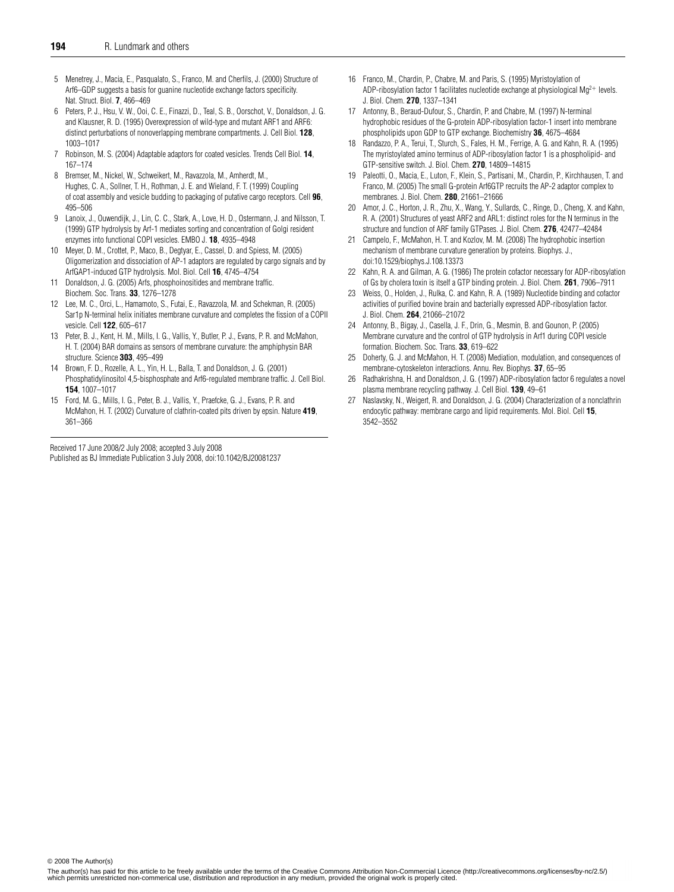5 Menetrey, J., Macia, E., Pasqualato, S., Franco, M. and Cherfils, J. (2000) Structure of Arf6–GDP suggests a basis for guanine nucleotide exchange factors specificity. Nat. Struct. Biol. **7**, 466–469

6 Peters, P. J., Hsu, V. W., Ooi, C. E., Finazzi, D., Teal, S. B., Oorschot, V., Donaldson, J. G. and Klausner, R. D. (1995) Overexpression of wild-type and mutant ARF1 and ARF6: distinct perturbations of nonoverlapping membrane compartments. J. Cell Biol. **128**, 1003–1017

7 Robinson, M. S. (2004) Adaptable adaptors for coated vesicles. Trends Cell Biol. **14**, 167–174

8 Bremser, M., Nickel, W., Schweikert, M., Ravazzola, M., Amherdt, M., Hughes, C. A., Sollner, T. H., Rothman, J. E. and Wieland, F. T. (1999) Coupling of coat assembly and vesicle budding to packaging of putative cargo receptors. Cell **96**, 495–506

9 Lanoix, J., Ouwendijk, J., Lin, C. C., Stark, A., Love, H. D., Ostermann, J. and Nilsson, T. (1999) GTP hydrolysis by Arf-1 mediates sorting and concentration of Golgi resident enzymes into functional COPI vesicles. EMBO J. **18**, 4935–4948

10 Meyer, D. M., Crottet, P., Maco, B., Degtyar, E., Cassel, D. and Spiess, M. (2005) Oligomerization and dissociation of AP-1 adaptors are regulated by cargo signals and by ArfGAP1-induced GTP hydrolysis. Mol. Biol. Cell **16**, 4745–4754

11 Donaldson, J. G. (2005) Arfs, phosphoinositides and membrane traffic. Biochem. Soc. Trans. **33**, 1276–1278

12 Lee, M. C., Orci, L., Hamamoto, S., Futai, E., Ravazzola, M. and Schekman, R. (2005) Sar1p N-terminal helix initiates membrane curvature and completes the fission of a COPII vesicle. Cell **122**, 605–617

13 Peter, B. J., Kent, H. M., Mills, I. G., Vallis, Y., Butler, P. J., Evans, P. R. and McMahon, H. T. (2004) BAR domains as sensors of membrane curvature: the amphiphysin BAR structure. Science **303**, 495–499

14 Brown, F. D., Rozelle, A. L., Yin, H. L., Balla, T. and Donaldson, J. G. (2001) Phosphatidylinositol 4,5-bisphosphate and Arf6-regulated membrane traffic. J. Cell Biol. **154**, 1007–1017

15 Ford, M. G., Mills, I. G., Peter, B. J., Vallis, Y., Praefcke, G. J., Evans, P. R. and McMahon, H. T. (2002) Curvature of clathrin-coated pits driven by epsin. Nature **419**, 361–366

16 Franco, M., Chardin, P., Chabre, M. and Paris, S. (1995) Myristoylation of ADP-ribosylation factor 1 facilitates nucleotide exchange at physiological $Mg^{2+}$ levels. J. Biol. Chem. **270**, 1337–1341

17 Antonny, B., Beraud-Dufour, S., Chardin, P. and Chabre, M. (1997) N-terminal hydrophobic residues of the G-protein ADP-ribosylation factor-1 insert into membrane phospholipids upon GDP to GTP exchange. Biochemistry **36**, 4675–4684

18 Randazzo, P. A., Terui, T., Sturch, S., Fales, H. M., Ferrige, A. G. and Kahn, R. A. (1995) The myristoylated amino terminus of ADP-ribosylation factor 1 is a phospholipid- and GTP-sensitive switch. J. Biol. Chem. **270**, 14809–14815

19 Paleotti, O., Macia, E., Luton, F., Klein, S., Partisani, M., Chardin, P., Kirchhausen, T. and Franco, M. (2005) The small G-protein Arf6GTP recruits the AP-2 adaptor complex to membranes. J. Biol. Chem. **280**, 21661–21666

20 Amor, J. C., Horton, J. R., Zhu, X., Wang, Y., Sullards, C., Ringe, D., Cheng, X. and Kahn, R. A. (2001) Structures of yeast ARF2 and ARL1: distinct roles for the N terminus in the structure and function of ARF family GTPases. J. Biol. Chem. **276**, 42477–42484

21 Campelo, F., McMahon, H. T. and Kozlov, M. M. (2008) The hydrophobic insertion mechanism of membrane curvature generation by proteins. Biophys. J., doi:10.1529/biophys.J.108.13373

22 Kahn, R. A. and Gilman, A. G. (1986) The protein cofactor necessary for ADP-ribosylation of Gs by cholera toxin is itself a GTP binding protein. J. Biol. Chem. **261**, 7906–7911

23 Weiss, O., Holden, J., Rulka, C. and Kahn, R. A. (1989) Nucleotide binding and cofactor activities of purified bovine brain and bacterially expressed ADP-ribosylation factor. J. Biol. Chem. **264**, 21066–21072

24 Antonny, B., Bigay, J., Casella, J. F., Drin, G., Mesmin, B. and Gounon, P. (2005) Membrane curvature and the control of GTP hydrolysis in Arf1 during COPI vesicle formation. Biochem. Soc. Trans. **33**, 619–622

25 Doherty, G. J. and McMahon, H. T. (2008) Mediation, modulation, and consequences of membrane-cytoskeleton interactions. Annu. Rev. Biophys. **37**, 65–95

26 Radhakrishna, H. and Donaldson, J. G. (1997) ADP-ribosylation factor 6 regulates a novel plasma membrane recycling pathway. J. Cell Biol. **139**, 49–61

27 Naslavsky, N., Weigert, R. and Donaldson, J. G. (2004) Characterization of a nonclathrin endocytic pathway: membrane cargo and lipid requirements. Mol. Biol. Cell **15**, 3542–3552

Received 17 June 2008/2 July 2008; accepted 3 July 2008
Published as BJ Immediate Publication 3 July 2008, doi:10.1042/BJ20081237

© 2008 The Author(s)
The author(s) has paid for this article to be freely available under the terms of the Creative Commons Attribution Non-Commercial Licence (http://creativecommons.org/licenses/by-nc/2.5/) which permits unrestricted non-commerical use, distribution and reproduction in any medium, provided the original work is properly cited.